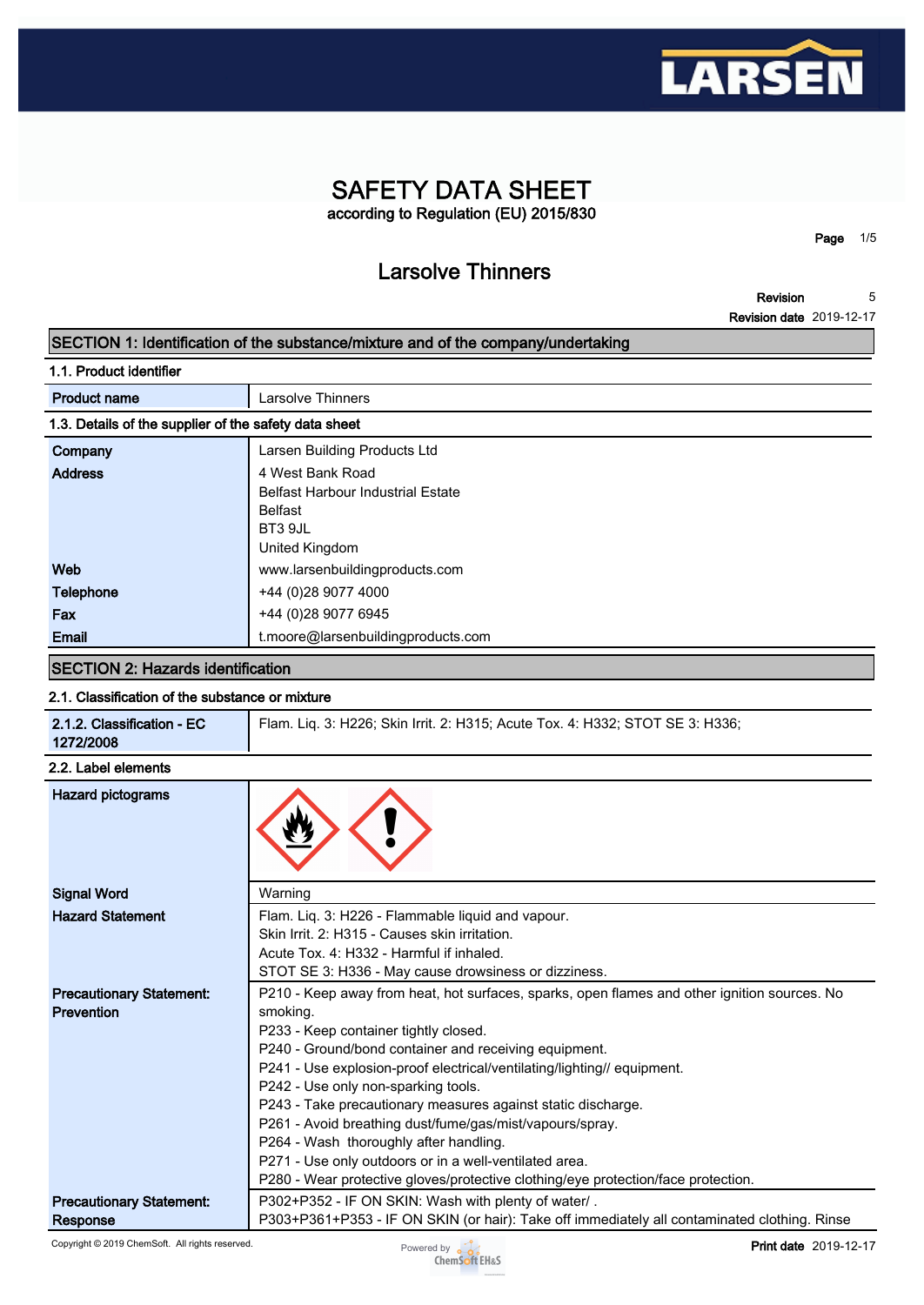# SAFETY DATA SHEET

according to Regulation (EU) 2015/830

## Larsolve Thinners

**Revision** 5

**Revision date** 2019-12-17

## SECTION 1: Identification of the substance/mixture and of the company/undertaking

### 1.1. Product identifier

| | |
|---|---|
| **Product name** | Larsolve Thinners |

### 1.3. Details of the supplier of the safety data sheet

| | |
|---|---|
| **Company** | Larsen Building Products Ltd |
| **Address** | 4 West Bank Road<br>Belfast Harbour Industrial Estate<br>Belfast<br>BT3 9JL<br>United Kingdom |
| **Web** | www.larsenbuildingproducts.com |
| **Telephone** | +44 (0)28 9077 4000 |
| **Fax** | +44 (0)28 9077 6945 |
| **Email** | t.moore@larsenbuildingproducts.com |

## SECTION 2: Hazards identification

### 2.1. Classification of the substance or mixture

| | |
|---|---|
| **2.1.2. Classification - EC 1272/2008** | Flam. Liq. 3: H226; Skin Irrit. 2: H315; Acute Tox. 4: H332; STOT SE 3: H336; |

### 2.2. Label elements

| | |
|---|---|
| **Hazard pictograms** | |
| **Signal Word** | Warning |
| **Hazard Statement** | Flam. Liq. 3: H226 - Flammable liquid and vapour.<br>Skin Irrit. 2: H315 - Causes skin irritation.<br>Acute Tox. 4: H332 - Harmful if inhaled.<br>STOT SE 3: H336 - May cause drowsiness or dizziness. |
| **Precautionary Statement: Prevention** | P210 - Keep away from heat, hot surfaces, sparks, open flames and other ignition sources. No smoking.<br>P233 - Keep container tightly closed.<br>P240 - Ground/bond container and receiving equipment.<br>P241 - Use explosion-proof electrical/ventilating/lighting// equipment.<br>P242 - Use only non-sparking tools.<br>P243 - Take precautionary measures against static discharge.<br>P261 - Avoid breathing dust/fume/gas/mist/vapours/spray.<br>P264 - Wash thoroughly after handling.<br>P271 - Use only outdoors or in a well-ventilated area.<br>P280 - Wear protective gloves/protective clothing/eye protection/face protection. |
| **Precautionary Statement: Response** | P302+P352 - IF ON SKIN: Wash with plenty of water/ .<br>P303+P361+P353 - IF ON SKIN (or hair): Take off immediately all contaminated clothing. Rinse |

Copyright © 2019 ChemSoft. All rights reserved.

**Print date** 2019-12-17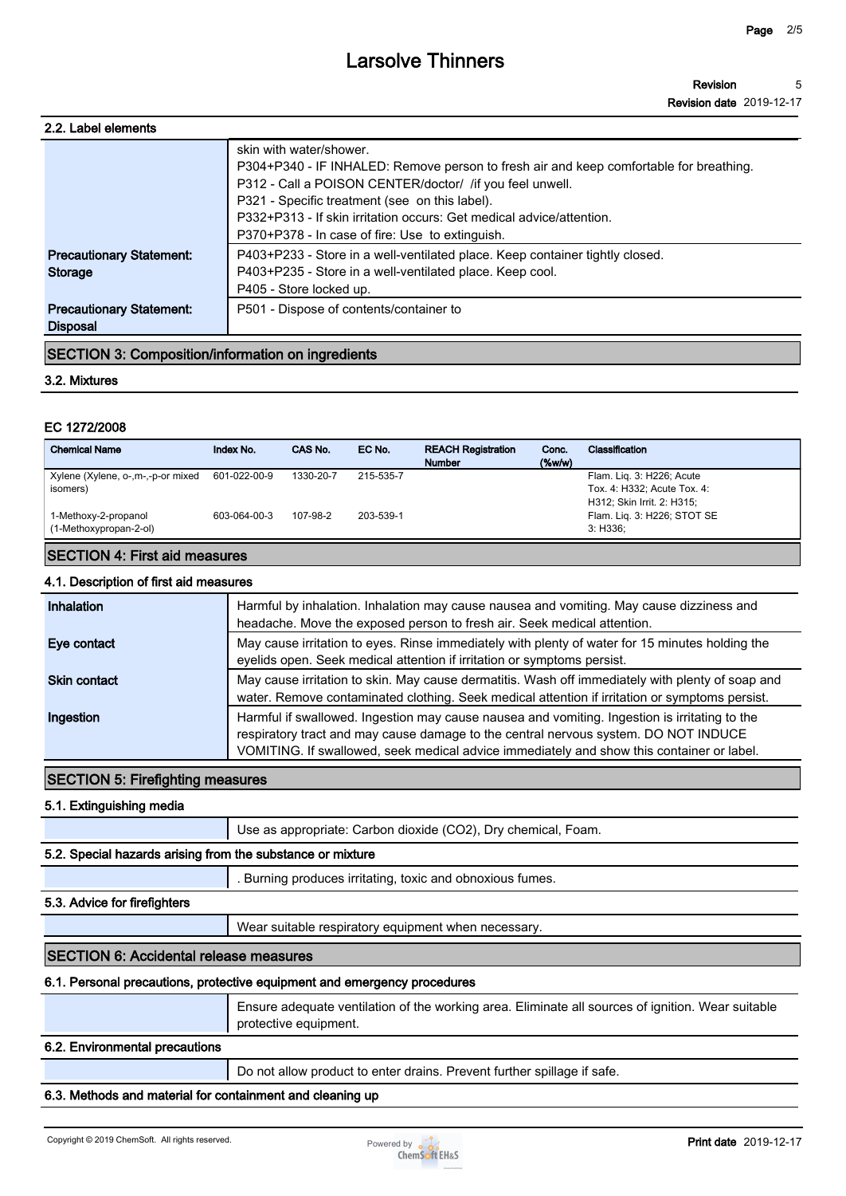### 2.2. Label elements

| | |
|---|---|
| | skin with water/shower.<br>P304+P340 - IF INHALED: Remove person to fresh air and keep comfortable for breathing.<br>P312 - Call a POISON CENTER/doctor/ /if you feel unwell.<br>P321 - Specific treatment (see on this label).<br>P332+P313 - If skin irritation occurs: Get medical advice/attention.<br>P370+P378 - In case of fire: Use to extinguish. |
| **Precautionary Statement: Storage** | P403+P233 - Store in a well-ventilated place. Keep container tightly closed.<br>P403+P235 - Store in a well-ventilated place. Keep cool.<br>P405 - Store locked up. |
| **Precautionary Statement: Disposal** | P501 - Dispose of contents/container to |

## SECTION 3: Composition/information on ingredients

### 3.2. Mixtures

**EC 1272/2008**

| Chemical Name | Index No. | CAS No. | EC No. | REACH Registration Number | Conc. (%w/w) | Classification |
|---|---|---|---|---|---|---|
| Xylene (Xylene, o-,m-,-p-or mixed isomers) | 601-022-00-9 | 1330-20-7 | 215-535-7 | | | Flam. Liq. 3: H226; Acute Tox. 4: H332; Acute Tox. 4: H312; Skin Irrit. 2: H315; |
| 1-Methoxy-2-propanol (1-Methoxypropan-2-ol) | 603-064-00-3 | 107-98-2 | 203-539-1 | | | Flam. Liq. 3: H226; STOT SE 3: H336; |

## SECTION 4: First aid measures

### 4.1. Description of first aid measures

| | |
|---|---|
| **Inhalation** | Harmful by inhalation. Inhalation may cause nausea and vomiting. May cause dizziness and headache. Move the exposed person to fresh air. Seek medical attention. |
| **Eye contact** | May cause irritation to eyes. Rinse immediately with plenty of water for 15 minutes holding the eyelids open. Seek medical attention if irritation or symptoms persist. |
| **Skin contact** | May cause irritation to skin. May cause dermatitis. Wash off immediately with plenty of soap and water. Remove contaminated clothing. Seek medical attention if irritation or symptoms persist. |
| **Ingestion** | Harmful if swallowed. Ingestion may cause nausea and vomiting. Ingestion is irritating to the respiratory tract and may cause damage to the central nervous system. DO NOT INDUCE VOMITING. If swallowed, seek medical advice immediately and show this container or label. |

## SECTION 5: Firefighting measures

### 5.1. Extinguishing media

Use as appropriate: Carbon dioxide ($CO_2$), Dry chemical, Foam.

### 5.2. Special hazards arising from the substance or mixture

. Burning produces irritating, toxic and obnoxious fumes.

### 5.3. Advice for firefighters

Wear suitable respiratory equipment when necessary.

## SECTION 6: Accidental release measures

### 6.1. Personal precautions, protective equipment and emergency procedures

Ensure adequate ventilation of the working area. Eliminate all sources of ignition. Wear suitable protective equipment.

### 6.2. Environmental precautions

Do not allow product to enter drains. Prevent further spillage if safe.

### 6.3. Methods and material for containment and cleaning up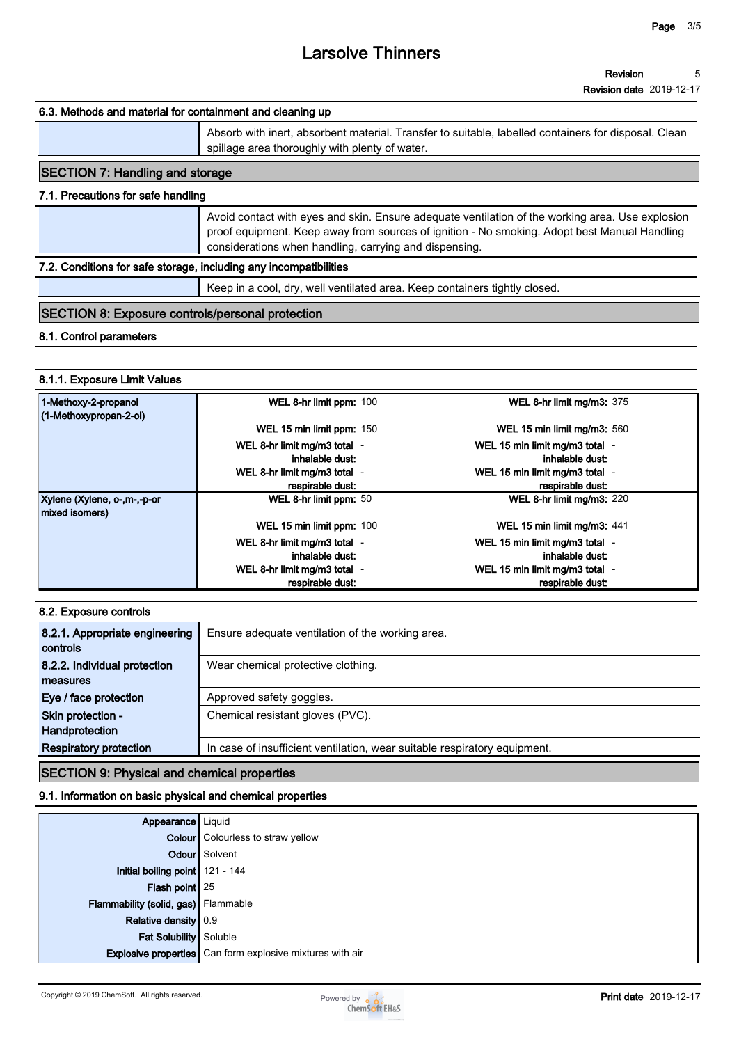### 6.3. Methods and material for containment and cleaning up

| | |
|---|---|
| | Absorb with inert, absorbent material. Transfer to suitable, labelled containers for disposal. Clean spillage area thoroughly with plenty of water. |

## SECTION 7: Handling and storage

### 7.1. Precautions for safe handling

| | |
|---|---|
| | Avoid contact with eyes and skin. Ensure adequate ventilation of the working area. Use explosion proof equipment. Keep away from sources of ignition - No smoking. Adopt best Manual Handling considerations when handling, carrying and dispensing. |

### 7.2. Conditions for safe storage, including any incompatibilities

| | |
|---|---|
| | Keep in a cool, dry, well ventilated area. Keep containers tightly closed. |

## SECTION 8: Exposure controls/personal protection

### 8.1. Control parameters

#### 8.1.1. Exposure Limit Values

| Substance | | |
|---|---|---|
| 1-Methoxy-2-propanol (1-Methoxypropan-2-ol) | **WEL 8-hr limit ppm:** 100 | **WEL 8-hr limit mg/m3:** 375 |
| | **WEL 15 min limit ppm:** 150 | **WEL 15 min limit mg/m3:** 560 |
| | **WEL 8-hr limit mg/m3 total inhalable dust:** - | **WEL 15 min limit mg/m3 total inhalable dust:** - |
| | **WEL 8-hr limit mg/m3 total respirable dust:** - | **WEL 15 min limit mg/m3 total respirable dust:** - |
| Xylene (Xylene, o-,m-,-p-or mixed isomers) | **WEL 8-hr limit ppm:** 50 | **WEL 8-hr limit mg/m3:** 220 |
| | **WEL 15 min limit ppm:** 100 | **WEL 15 min limit mg/m3:** 441 |
| | **WEL 8-hr limit mg/m3 total inhalable dust:** - | **WEL 15 min limit mg/m3 total inhalable dust:** - |
| | **WEL 8-hr limit mg/m3 total respirable dust:** - | **WEL 15 min limit mg/m3 total respirable dust:** - |

### 8.2. Exposure controls

| | |
|---|---|
| **8.2.1. Appropriate engineering controls** | Ensure adequate ventilation of the working area. |
| **8.2.2. Individual protection measures** | Wear chemical protective clothing. |
| **Eye / face protection** | Approved safety goggles. |
| **Skin protection - Handprotection** | Chemical resistant gloves (PVC). |
| **Respiratory protection** | In case of insufficient ventilation, wear suitable respiratory equipment. |

## SECTION 9: Physical and chemical properties

### 9.1. Information on basic physical and chemical properties

| | |
|---|---|
| **Appearance** | Liquid |
| **Colour** | Colourless to straw yellow |
| **Odour** | Solvent |
| **Initial boiling point** | 121 - 144 |
| **Flash point** | 25 |
| **Flammability (solid, gas)** | Flammable |
| **Relative density** | 0.9 |
| **Fat Solubility** | Soluble |
| **Explosive properties** | Can form explosive mixtures with air |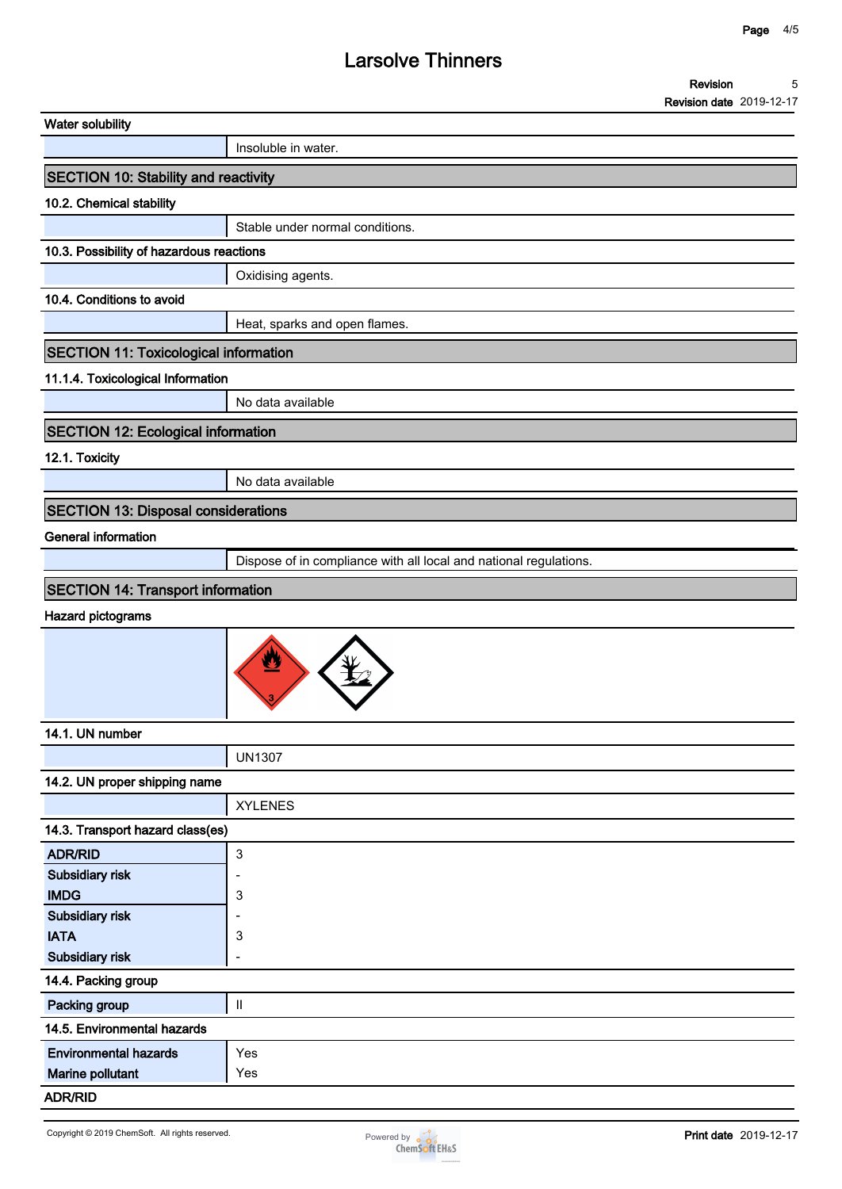**Water solubility**

| | |
|---|---|
| | Insoluble in water. |

## SECTION 10: Stability and reactivity

**10.2. Chemical stability**

| | |
|---|---|
| | Stable under normal conditions. |

**10.3. Possibility of hazardous reactions**

| | |
|---|---|
| | Oxidising agents. |

**10.4. Conditions to avoid**

| | |
|---|---|
| | Heat, sparks and open flames. |

## SECTION 11: Toxicological information

**11.1.4. Toxicological Information**

| | |
|---|---|
| | No data available |

## SECTION 12: Ecological information

**12.1. Toxicity**

| | |
|---|---|
| | No data available |

## SECTION 13: Disposal considerations

**General information**

| | |
|---|---|
| | Dispose of in compliance with all local and national regulations. |

## SECTION 14: Transport information

**Hazard pictograms**

**14.1. UN number**

| | |
|---|---|
| | UN1307 |

**14.2. UN proper shipping name**

| | |
|---|---|
| | XYLENES |

**14.3. Transport hazard class(es)**

| | |
|---|---|
| **ADR/RID** | 3 |
| **Subsidiary risk** | - |
| **IMDG** | 3 |
| **Subsidiary risk** | - |
| **IATA** | 3 |
| **Subsidiary risk** | - |

**14.4. Packing group**

| | |
|---|---|
| **Packing group** | II |

**14.5. Environmental hazards**

| | |
|---|---|
| **Environmental hazards** | Yes |
| **Marine pollutant** | Yes |

**ADR/RID**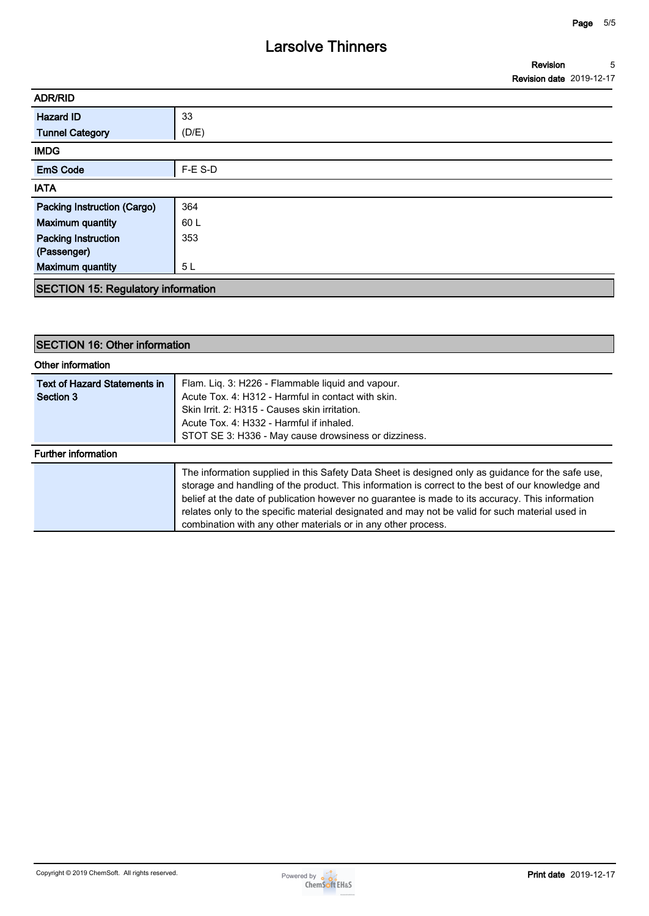### ADR/RID

| | |
|---|---|
| Hazard ID | 33 |
| Tunnel Category | (D/E) |

### IMDG

| | |
|---|---|
| EmS Code | F-E S-D |

### IATA

| | |
|---|---|
| Packing Instruction (Cargo) | 364 |
| Maximum quantity | 60 L |
| Packing Instruction (Passenger) | 353 |
| Maximum quantity | 5 L |

## SECTION 15: Regulatory information

## SECTION 16: Other information

### Other information

| | |
|---|---|
| Text of Hazard Statements in Section 3 | Flam. Liq. 3: H226 - Flammable liquid and vapour.<br>Acute Tox. 4: H312 - Harmful in contact with skin.<br>Skin Irrit. 2: H315 - Causes skin irritation.<br>Acute Tox. 4: H332 - Harmful if inhaled.<br>STOT SE 3: H336 - May cause drowsiness or dizziness. |

### Further information

| | |
|---|---|
| | The information supplied in this Safety Data Sheet is designed only as guidance for the safe use, storage and handling of the product. This information is correct to the best of our knowledge and belief at the date of publication however no guarantee is made to its accuracy. This information relates only to the specific material designated and may not be valid for such material used in combination with any other materials or in any other process. |